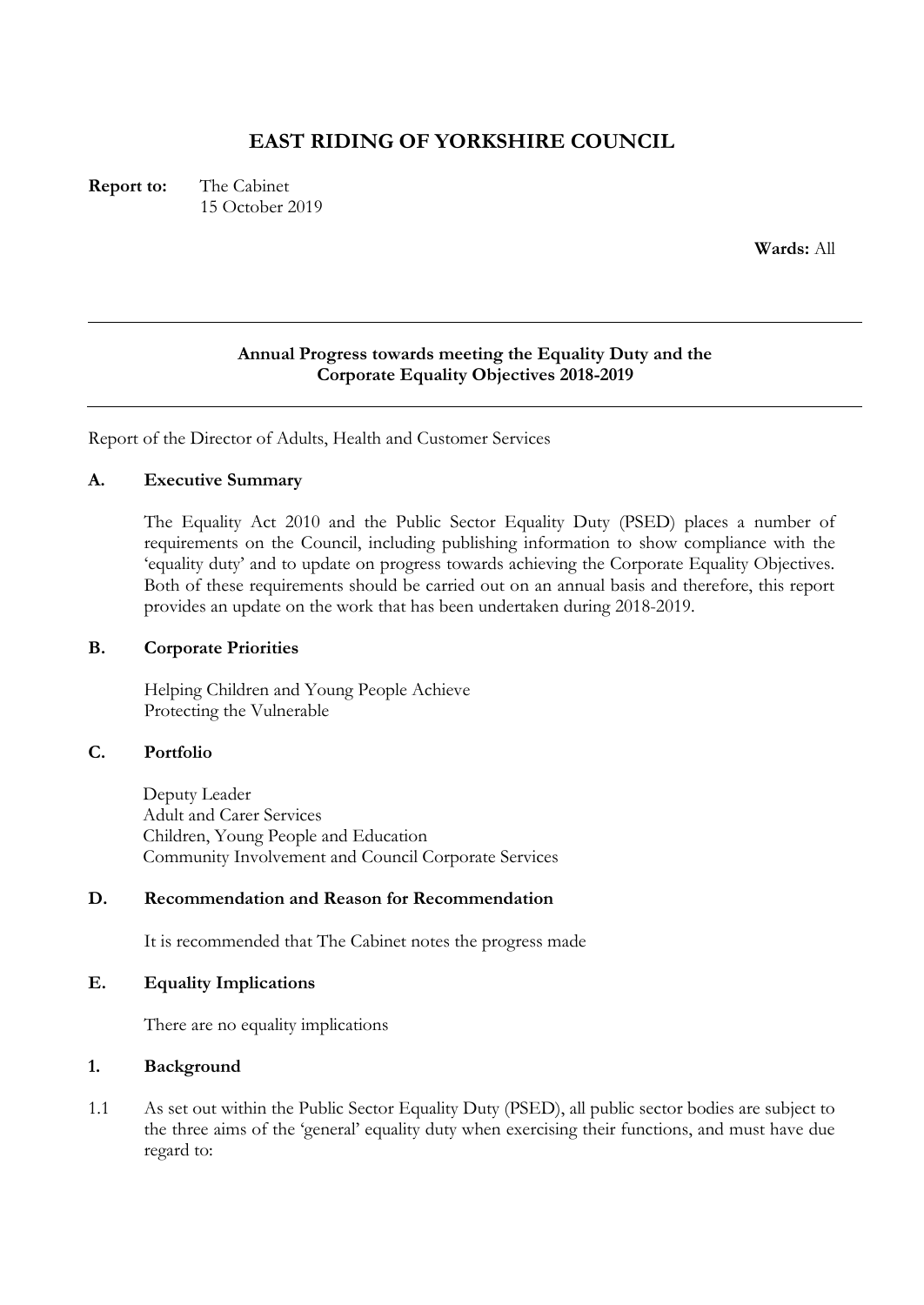# EAST RIDING OF YORKSHIRE COUNCIL

**Report to:** The Cabinet
15 October 2019

**Wards:** All

---

**Annual Progress towards meeting the Equality Duty and the Corporate Equality Objectives 2018-2019**

---

Report of the Director of Adults, Health and Customer Services

## A. Executive Summary

The Equality Act 2010 and the Public Sector Equality Duty (PSED) places a number of requirements on the Council, including publishing information to show compliance with the 'equality duty' and to update on progress towards achieving the Corporate Equality Objectives. Both of these requirements should be carried out on an annual basis and therefore, this report provides an update on the work that has been undertaken during 2018-2019.

## B. Corporate Priorities

Helping Children and Young People Achieve
Protecting the Vulnerable

## C. Portfolio

Deputy Leader
Adult and Carer Services
Children, Young People and Education
Community Involvement and Council Corporate Services

## D. Recommendation and Reason for Recommendation

It is recommended that The Cabinet notes the progress made

## E. Equality Implications

There are no equality implications

## 1. Background

1.1 As set out within the Public Sector Equality Duty (PSED), all public sector bodies are subject to the three aims of the 'general' equality duty when exercising their functions, and must have due regard to: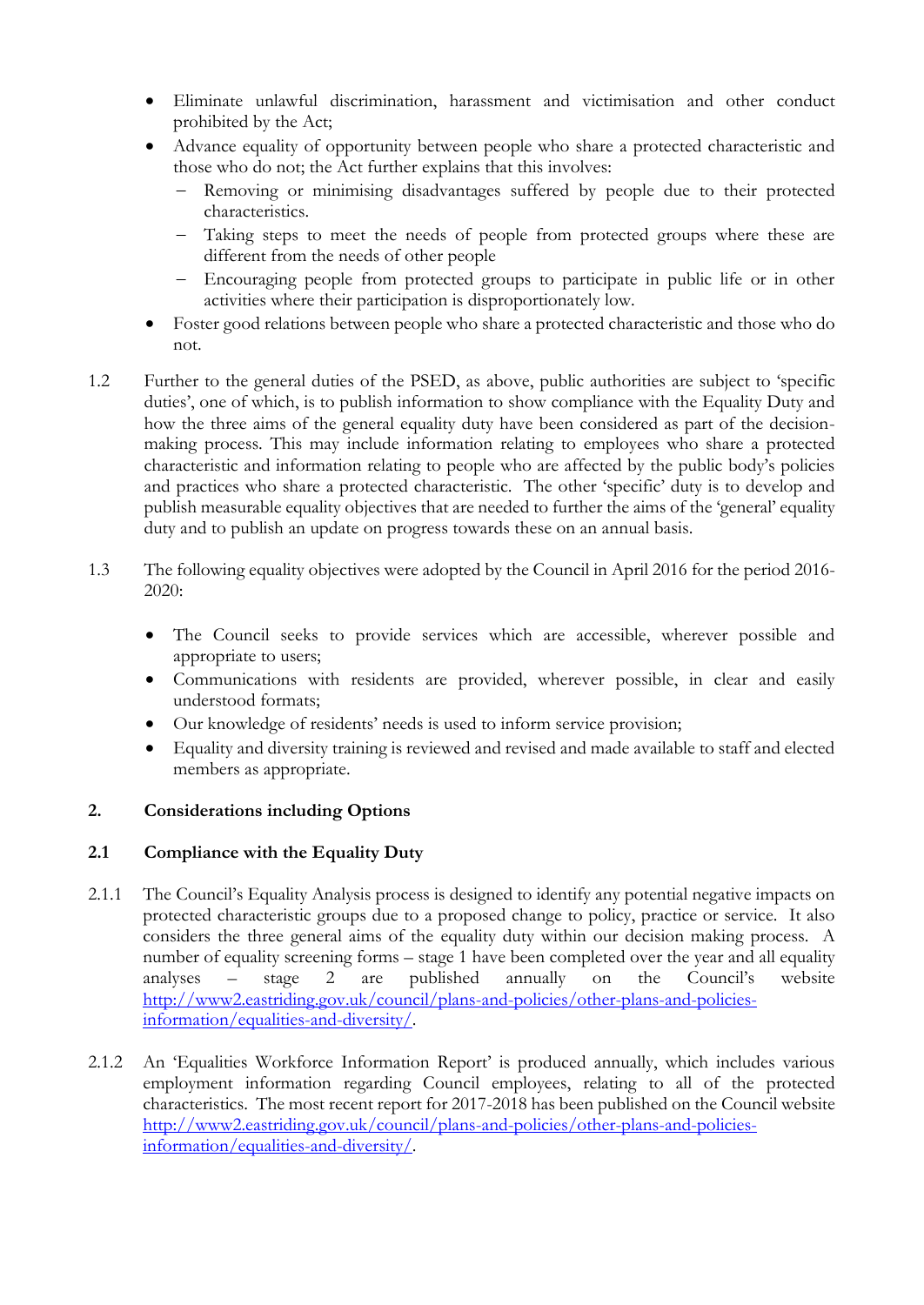- Eliminate unlawful discrimination, harassment and victimisation and other conduct prohibited by the Act;
- Advance equality of opportunity between people who share a protected characteristic and those who do not; the Act further explains that this involves:
  - Removing or minimising disadvantages suffered by people due to their protected characteristics.
  - Taking steps to meet the needs of people from protected groups where these are different from the needs of other people
  - Encouraging people from protected groups to participate in public life or in other activities where their participation is disproportionately low.
- Foster good relations between people who share a protected characteristic and those who do not.

1.2 Further to the general duties of the PSED, as above, public authorities are subject to 'specific duties', one of which, is to publish information to show compliance with the Equality Duty and how the three aims of the general equality duty have been considered as part of the decision-making process. This may include information relating to employees who share a protected characteristic and information relating to people who are affected by the public body's policies and practices who share a protected characteristic. The other 'specific' duty is to develop and publish measurable equality objectives that are needed to further the aims of the 'general' equality duty and to publish an update on progress towards these on an annual basis.

1.3 The following equality objectives were adopted by the Council in April 2016 for the period 2016-2020:

- The Council seeks to provide services which are accessible, wherever possible and appropriate to users;
- Communications with residents are provided, wherever possible, in clear and easily understood formats;
- Our knowledge of residents' needs is used to inform service provision;
- Equality and diversity training is reviewed and revised and made available to staff and elected members as appropriate.

## 2. Considerations including Options

### 2.1 Compliance with the Equality Duty

2.1.1 The Council's Equality Analysis process is designed to identify any potential negative impacts on protected characteristic groups due to a proposed change to policy, practice or service. It also considers the three general aims of the equality duty within our decision making process. A number of equality screening forms – stage 1 have been completed over the year and all equality analyses – stage 2 are published annually on the Council's website http://www2.eastriding.gov.uk/council/plans-and-policies/other-plans-and-policies-information/equalities-and-diversity/.

2.1.2 An 'Equalities Workforce Information Report' is produced annually, which includes various employment information regarding Council employees, relating to all of the protected characteristics. The most recent report for 2017-2018 has been published on the Council website http://www2.eastriding.gov.uk/council/plans-and-policies/other-plans-and-policies-information/equalities-and-diversity/.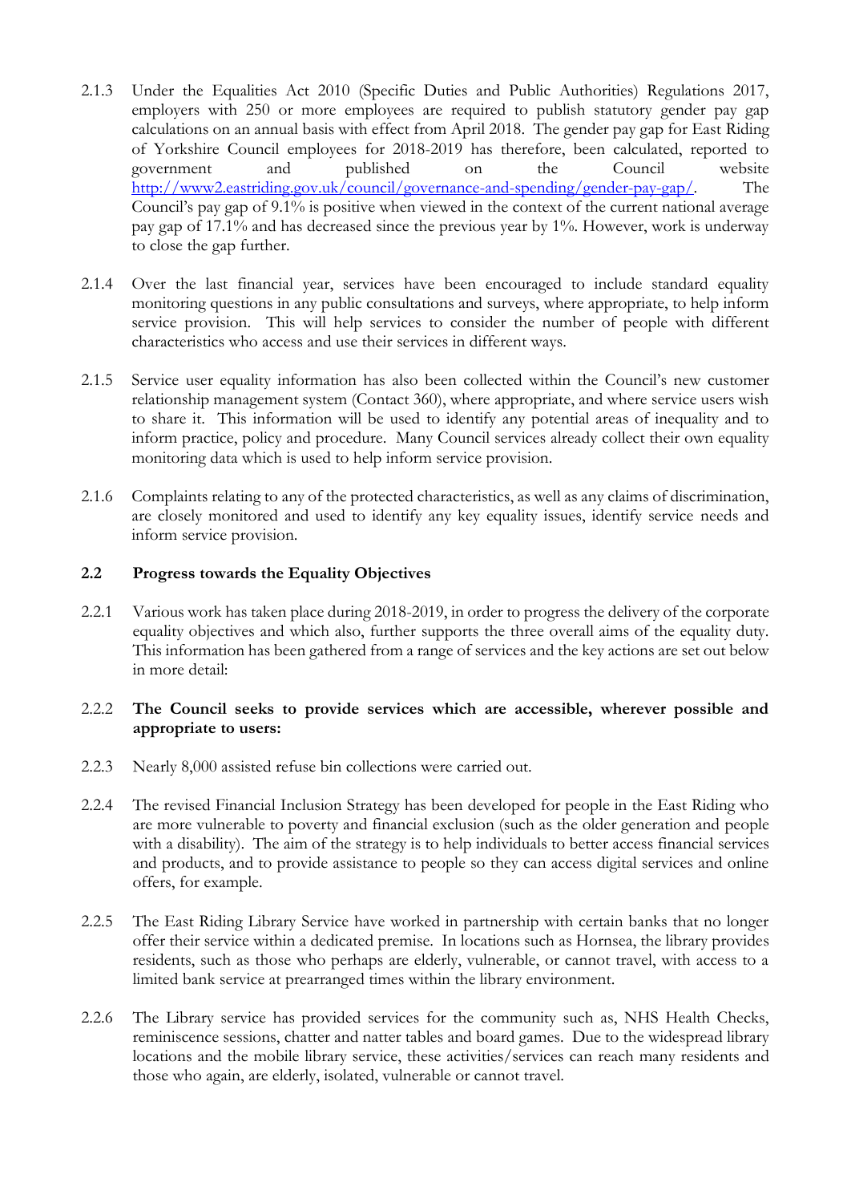2.1.3 Under the Equalities Act 2010 (Specific Duties and Public Authorities) Regulations 2017, employers with 250 or more employees are required to publish statutory gender pay gap calculations on an annual basis with effect from April 2018. The gender pay gap for East Riding of Yorkshire Council employees for 2018-2019 has therefore, been calculated, reported to government and published on the Council website http://www2.eastriding.gov.uk/council/governance-and-spending/gender-pay-gap/. The Council's pay gap of 9.1% is positive when viewed in the context of the current national average pay gap of 17.1% and has decreased since the previous year by 1%. However, work is underway to close the gap further.

2.1.4 Over the last financial year, services have been encouraged to include standard equality monitoring questions in any public consultations and surveys, where appropriate, to help inform service provision. This will help services to consider the number of people with different characteristics who access and use their services in different ways.

2.1.5 Service user equality information has also been collected within the Council's new customer relationship management system (Contact 360), where appropriate, and where service users wish to share it. This information will be used to identify any potential areas of inequality and to inform practice, policy and procedure. Many Council services already collect their own equality monitoring data which is used to help inform service provision.

2.1.6 Complaints relating to any of the protected characteristics, as well as any claims of discrimination, are closely monitored and used to identify any key equality issues, identify service needs and inform service provision.

## 2.2 Progress towards the Equality Objectives

2.2.1 Various work has taken place during 2018-2019, in order to progress the delivery of the corporate equality objectives and which also, further supports the three overall aims of the equality duty. This information has been gathered from a range of services and the key actions are set out below in more detail:

2.2.2 **The Council seeks to provide services which are accessible, wherever possible and appropriate to users:**

2.2.3 Nearly 8,000 assisted refuse bin collections were carried out.

2.2.4 The revised Financial Inclusion Strategy has been developed for people in the East Riding who are more vulnerable to poverty and financial exclusion (such as the older generation and people with a disability). The aim of the strategy is to help individuals to better access financial services and products, and to provide assistance to people so they can access digital services and online offers, for example.

2.2.5 The East Riding Library Service have worked in partnership with certain banks that no longer offer their service within a dedicated premise. In locations such as Hornsea, the library provides residents, such as those who perhaps are elderly, vulnerable, or cannot travel, with access to a limited bank service at prearranged times within the library environment.

2.2.6 The Library service has provided services for the community such as, NHS Health Checks, reminiscence sessions, chatter and natter tables and board games. Due to the widespread library locations and the mobile library service, these activities/services can reach many residents and those who again, are elderly, isolated, vulnerable or cannot travel.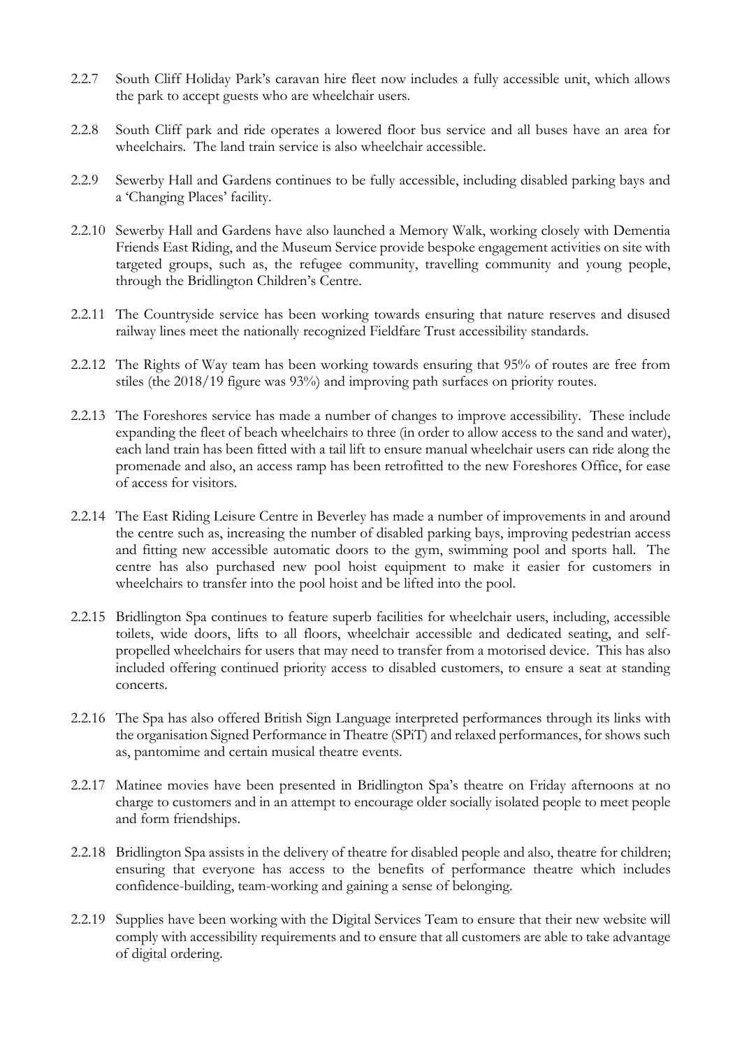2.2.7 South Cliff Holiday Park's caravan hire fleet now includes a fully accessible unit, which allows the park to accept guests who are wheelchair users.

2.2.8 South Cliff park and ride operates a lowered floor bus service and all buses have an area for wheelchairs. The land train service is also wheelchair accessible.

2.2.9 Sewerby Hall and Gardens continues to be fully accessible, including disabled parking bays and a 'Changing Places' facility.

2.2.10 Sewerby Hall and Gardens have also launched a Memory Walk, working closely with Dementia Friends East Riding, and the Museum Service provide bespoke engagement activities on site with targeted groups, such as, the refugee community, travelling community and young people, through the Bridlington Children's Centre.

2.2.11 The Countryside service has been working towards ensuring that nature reserves and disused railway lines meet the nationally recognized Fieldfare Trust accessibility standards.

2.2.12 The Rights of Way team has been working towards ensuring that 95% of routes are free from stiles (the 2018/19 figure was 93%) and improving path surfaces on priority routes.

2.2.13 The Foreshores service has made a number of changes to improve accessibility. These include expanding the fleet of beach wheelchairs to three (in order to allow access to the sand and water), each land train has been fitted with a tail lift to ensure manual wheelchair users can ride along the promenade and also, an access ramp has been retrofitted to the new Foreshores Office, for ease of access for visitors.

2.2.14 The East Riding Leisure Centre in Beverley has made a number of improvements in and around the centre such as, increasing the number of disabled parking bays, improving pedestrian access and fitting new accessible automatic doors to the gym, swimming pool and sports hall. The centre has also purchased new pool hoist equipment to make it easier for customers in wheelchairs to transfer into the pool hoist and be lifted into the pool.

2.2.15 Bridlington Spa continues to feature superb facilities for wheelchair users, including, accessible toilets, wide doors, lifts to all floors, wheelchair accessible and dedicated seating, and self-propelled wheelchairs for users that may need to transfer from a motorised device. This has also included offering continued priority access to disabled customers, to ensure a seat at standing concerts.

2.2.16 The Spa has also offered British Sign Language interpreted performances through its links with the organisation Signed Performance in Theatre (SPiT) and relaxed performances, for shows such as, pantomime and certain musical theatre events.

2.2.17 Matinee movies have been presented in Bridlington Spa's theatre on Friday afternoons at no charge to customers and in an attempt to encourage older socially isolated people to meet people and form friendships.

2.2.18 Bridlington Spa assists in the delivery of theatre for disabled people and also, theatre for children; ensuring that everyone has access to the benefits of performance theatre which includes confidence-building, team-working and gaining a sense of belonging.

2.2.19 Supplies have been working with the Digital Services Team to ensure that their new website will comply with accessibility requirements and to ensure that all customers are able to take advantage of digital ordering.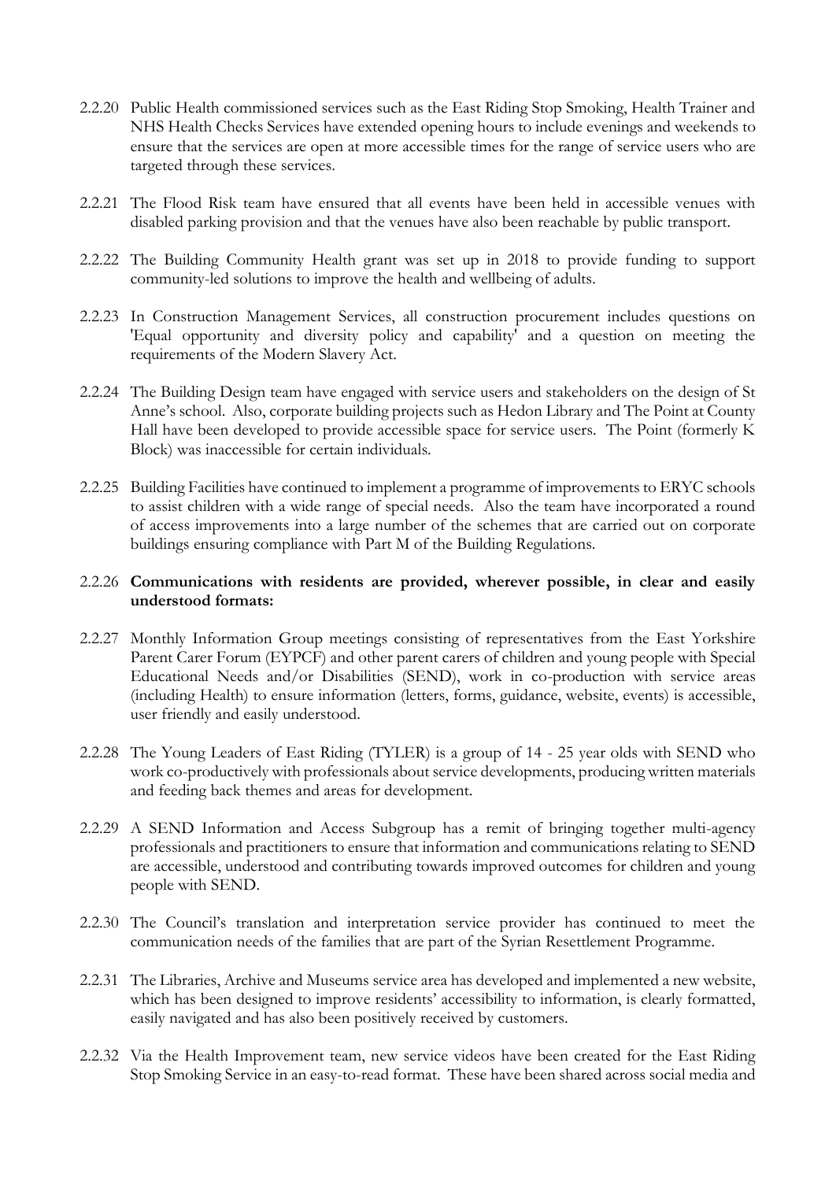2.2.20 Public Health commissioned services such as the East Riding Stop Smoking, Health Trainer and NHS Health Checks Services have extended opening hours to include evenings and weekends to ensure that the services are open at more accessible times for the range of service users who are targeted through these services.

2.2.21 The Flood Risk team have ensured that all events have been held in accessible venues with disabled parking provision and that the venues have also been reachable by public transport.

2.2.22 The Building Community Health grant was set up in 2018 to provide funding to support community-led solutions to improve the health and wellbeing of adults.

2.2.23 In Construction Management Services, all construction procurement includes questions on 'Equal opportunity and diversity policy and capability' and a question on meeting the requirements of the Modern Slavery Act.

2.2.24 The Building Design team have engaged with service users and stakeholders on the design of St Anne's school. Also, corporate building projects such as Hedon Library and The Point at County Hall have been developed to provide accessible space for service users. The Point (formerly K Block) was inaccessible for certain individuals.

2.2.25 Building Facilities have continued to implement a programme of improvements to ERYC schools to assist children with a wide range of special needs. Also the team have incorporated a round of access improvements into a large number of the schemes that are carried out on corporate buildings ensuring compliance with Part M of the Building Regulations.

2.2.26 **Communications with residents are provided, wherever possible, in clear and easily understood formats:**

2.2.27 Monthly Information Group meetings consisting of representatives from the East Yorkshire Parent Carer Forum (EYPCF) and other parent carers of children and young people with Special Educational Needs and/or Disabilities (SEND), work in co-production with service areas (including Health) to ensure information (letters, forms, guidance, website, events) is accessible, user friendly and easily understood.

2.2.28 The Young Leaders of East Riding (TYLER) is a group of 14 - 25 year olds with SEND who work co-productively with professionals about service developments, producing written materials and feeding back themes and areas for development.

2.2.29 A SEND Information and Access Subgroup has a remit of bringing together multi-agency professionals and practitioners to ensure that information and communications relating to SEND are accessible, understood and contributing towards improved outcomes for children and young people with SEND.

2.2.30 The Council's translation and interpretation service provider has continued to meet the communication needs of the families that are part of the Syrian Resettlement Programme.

2.2.31 The Libraries, Archive and Museums service area has developed and implemented a new website, which has been designed to improve residents' accessibility to information, is clearly formatted, easily navigated and has also been positively received by customers.

2.2.32 Via the Health Improvement team, new service videos have been created for the East Riding Stop Smoking Service in an easy-to-read format. These have been shared across social media and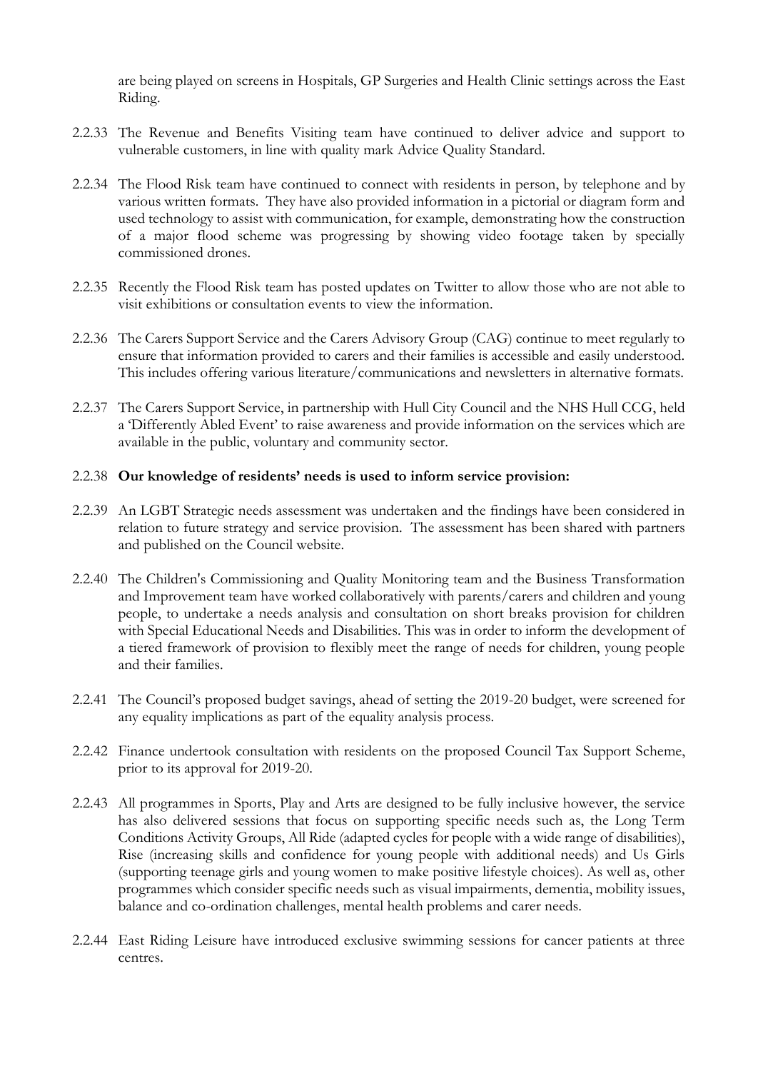are being played on screens in Hospitals, GP Surgeries and Health Clinic settings across the East Riding.

2.2.33 The Revenue and Benefits Visiting team have continued to deliver advice and support to vulnerable customers, in line with quality mark Advice Quality Standard.

2.2.34 The Flood Risk team have continued to connect with residents in person, by telephone and by various written formats. They have also provided information in a pictorial or diagram form and used technology to assist with communication, for example, demonstrating how the construction of a major flood scheme was progressing by showing video footage taken by specially commissioned drones.

2.2.35 Recently the Flood Risk team has posted updates on Twitter to allow those who are not able to visit exhibitions or consultation events to view the information.

2.2.36 The Carers Support Service and the Carers Advisory Group (CAG) continue to meet regularly to ensure that information provided to carers and their families is accessible and easily understood. This includes offering various literature/communications and newsletters in alternative formats.

2.2.37 The Carers Support Service, in partnership with Hull City Council and the NHS Hull CCG, held a 'Differently Abled Event' to raise awareness and provide information on the services which are available in the public, voluntary and community sector.

2.2.38 **Our knowledge of residents' needs is used to inform service provision:**

2.2.39 An LGBT Strategic needs assessment was undertaken and the findings have been considered in relation to future strategy and service provision. The assessment has been shared with partners and published on the Council website.

2.2.40 The Children's Commissioning and Quality Monitoring team and the Business Transformation and Improvement team have worked collaboratively with parents/carers and children and young people, to undertake a needs analysis and consultation on short breaks provision for children with Special Educational Needs and Disabilities. This was in order to inform the development of a tiered framework of provision to flexibly meet the range of needs for children, young people and their families.

2.2.41 The Council's proposed budget savings, ahead of setting the 2019-20 budget, were screened for any equality implications as part of the equality analysis process.

2.2.42 Finance undertook consultation with residents on the proposed Council Tax Support Scheme, prior to its approval for 2019-20.

2.2.43 All programmes in Sports, Play and Arts are designed to be fully inclusive however, the service has also delivered sessions that focus on supporting specific needs such as, the Long Term Conditions Activity Groups, All Ride (adapted cycles for people with a wide range of disabilities), Rise (increasing skills and confidence for young people with additional needs) and Us Girls (supporting teenage girls and young women to make positive lifestyle choices). As well as, other programmes which consider specific needs such as visual impairments, dementia, mobility issues, balance and co-ordination challenges, mental health problems and carer needs.

2.2.44 East Riding Leisure have introduced exclusive swimming sessions for cancer patients at three centres.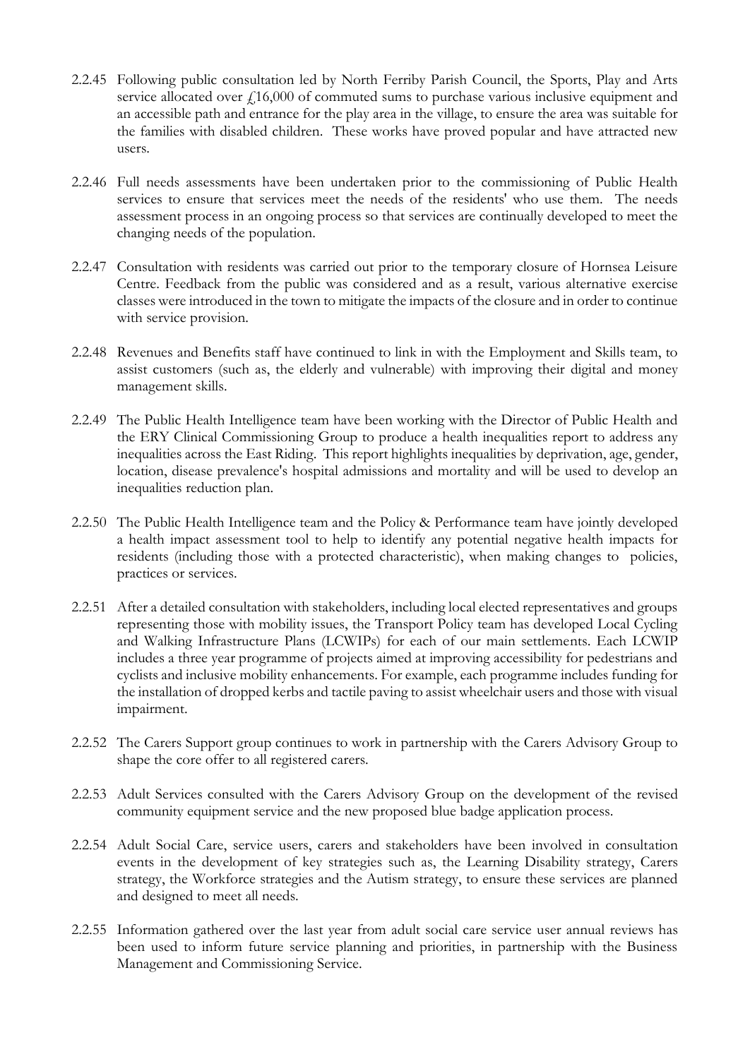2.2.45 Following public consultation led by North Ferriby Parish Council, the Sports, Play and Arts service allocated over £16,000 of commuted sums to purchase various inclusive equipment and an accessible path and entrance for the play area in the village, to ensure the area was suitable for the families with disabled children. These works have proved popular and have attracted new users.

2.2.46 Full needs assessments have been undertaken prior to the commissioning of Public Health services to ensure that services meet the needs of the residents' who use them. The needs assessment process in an ongoing process so that services are continually developed to meet the changing needs of the population.

2.2.47 Consultation with residents was carried out prior to the temporary closure of Hornsea Leisure Centre. Feedback from the public was considered and as a result, various alternative exercise classes were introduced in the town to mitigate the impacts of the closure and in order to continue with service provision.

2.2.48 Revenues and Benefits staff have continued to link in with the Employment and Skills team, to assist customers (such as, the elderly and vulnerable) with improving their digital and money management skills.

2.2.49 The Public Health Intelligence team have been working with the Director of Public Health and the ERY Clinical Commissioning Group to produce a health inequalities report to address any inequalities across the East Riding. This report highlights inequalities by deprivation, age, gender, location, disease prevalence's hospital admissions and mortality and will be used to develop an inequalities reduction plan.

2.2.50 The Public Health Intelligence team and the Policy & Performance team have jointly developed a health impact assessment tool to help to identify any potential negative health impacts for residents (including those with a protected characteristic), when making changes to policies, practices or services.

2.2.51 After a detailed consultation with stakeholders, including local elected representatives and groups representing those with mobility issues, the Transport Policy team has developed Local Cycling and Walking Infrastructure Plans (LCWIPs) for each of our main settlements. Each LCWIP includes a three year programme of projects aimed at improving accessibility for pedestrians and cyclists and inclusive mobility enhancements. For example, each programme includes funding for the installation of dropped kerbs and tactile paving to assist wheelchair users and those with visual impairment.

2.2.52 The Carers Support group continues to work in partnership with the Carers Advisory Group to shape the core offer to all registered carers.

2.2.53 Adult Services consulted with the Carers Advisory Group on the development of the revised community equipment service and the new proposed blue badge application process.

2.2.54 Adult Social Care, service users, carers and stakeholders have been involved in consultation events in the development of key strategies such as, the Learning Disability strategy, Carers strategy, the Workforce strategies and the Autism strategy, to ensure these services are planned and designed to meet all needs.

2.2.55 Information gathered over the last year from adult social care service user annual reviews has been used to inform future service planning and priorities, in partnership with the Business Management and Commissioning Service.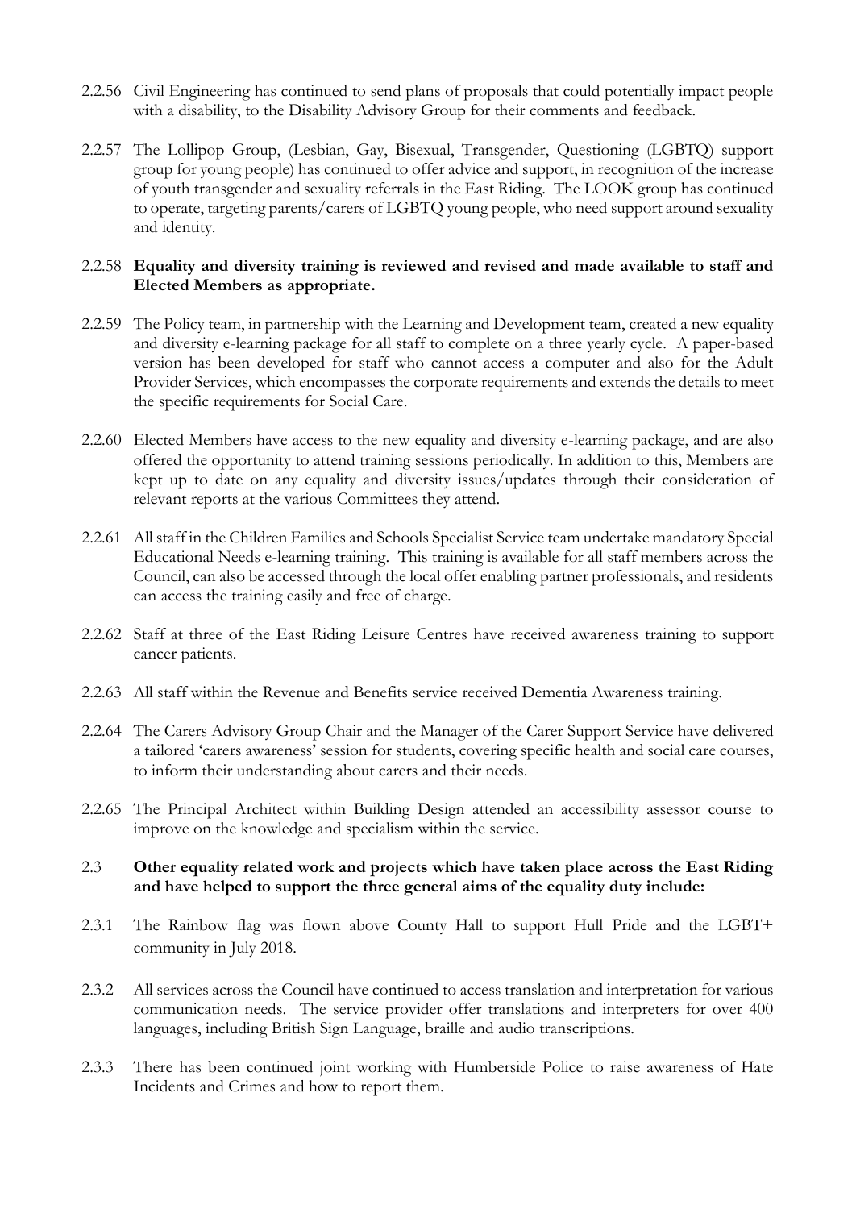2.2.56 Civil Engineering has continued to send plans of proposals that could potentially impact people with a disability, to the Disability Advisory Group for their comments and feedback.

2.2.57 The Lollipop Group, (Lesbian, Gay, Bisexual, Transgender, Questioning (LGBTQ) support group for young people) has continued to offer advice and support, in recognition of the increase of youth transgender and sexuality referrals in the East Riding. The LOOK group has continued to operate, targeting parents/carers of LGBTQ young people, who need support around sexuality and identity.

2.2.58 **Equality and diversity training is reviewed and revised and made available to staff and Elected Members as appropriate.**

2.2.59 The Policy team, in partnership with the Learning and Development team, created a new equality and diversity e-learning package for all staff to complete on a three yearly cycle. A paper-based version has been developed for staff who cannot access a computer and also for the Adult Provider Services, which encompasses the corporate requirements and extends the details to meet the specific requirements for Social Care.

2.2.60 Elected Members have access to the new equality and diversity e-learning package, and are also offered the opportunity to attend training sessions periodically. In addition to this, Members are kept up to date on any equality and diversity issues/updates through their consideration of relevant reports at the various Committees they attend.

2.2.61 All staff in the Children Families and Schools Specialist Service team undertake mandatory Special Educational Needs e-learning training. This training is available for all staff members across the Council, can also be accessed through the local offer enabling partner professionals, and residents can access the training easily and free of charge.

2.2.62 Staff at three of the East Riding Leisure Centres have received awareness training to support cancer patients.

2.2.63 All staff within the Revenue and Benefits service received Dementia Awareness training.

2.2.64 The Carers Advisory Group Chair and the Manager of the Carer Support Service have delivered a tailored 'carers awareness' session for students, covering specific health and social care courses, to inform their understanding about carers and their needs.

2.2.65 The Principal Architect within Building Design attended an accessibility assessor course to improve on the knowledge and specialism within the service.

2.3 **Other equality related work and projects which have taken place across the East Riding and have helped to support the three general aims of the equality duty include:**

2.3.1 The Rainbow flag was flown above County Hall to support Hull Pride and the LGBT+ community in July 2018.

2.3.2 All services across the Council have continued to access translation and interpretation for various communication needs. The service provider offer translations and interpreters for over 400 languages, including British Sign Language, braille and audio transcriptions.

2.3.3 There has been continued joint working with Humberside Police to raise awareness of Hate Incidents and Crimes and how to report them.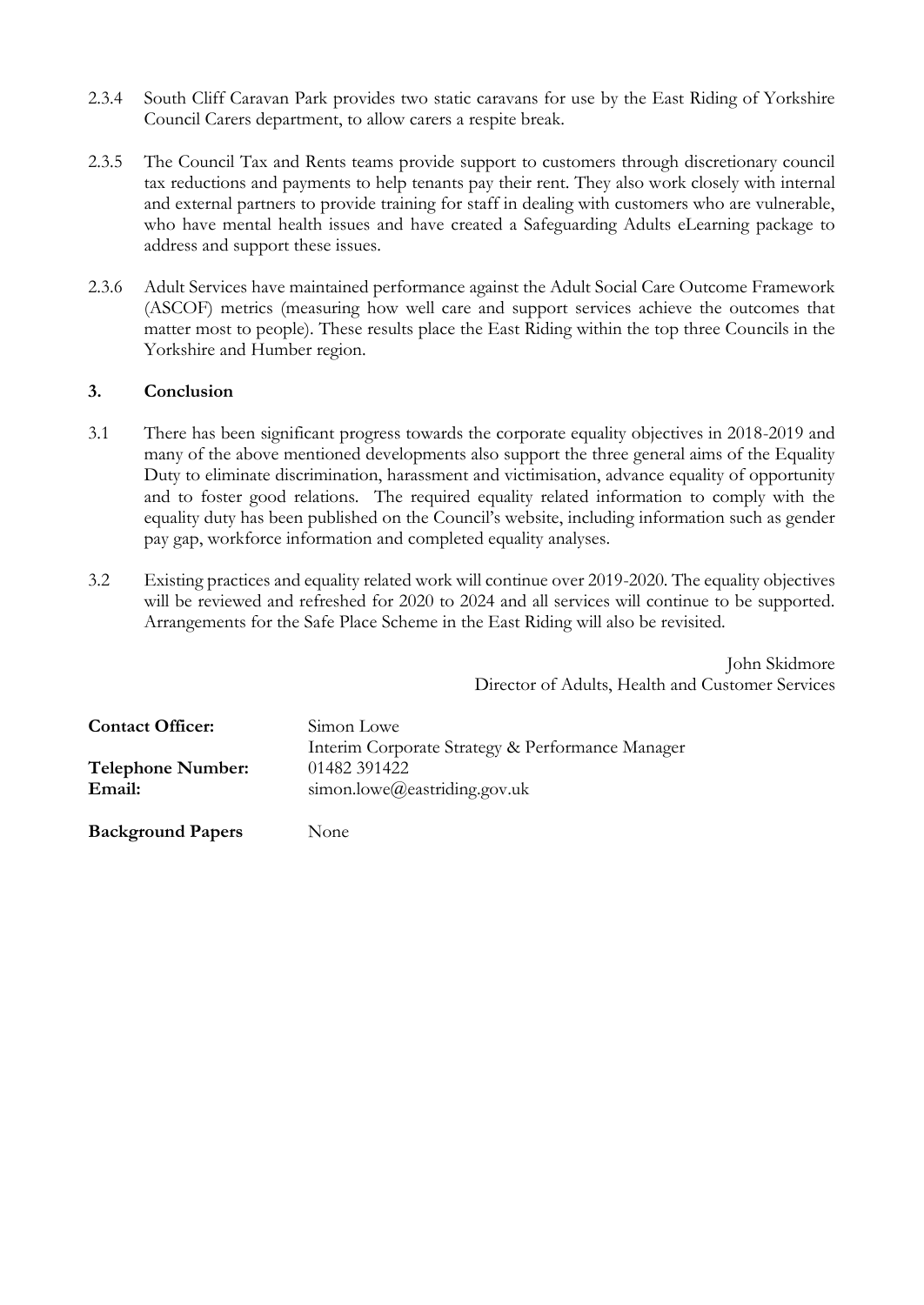2.3.4 South Cliff Caravan Park provides two static caravans for use by the East Riding of Yorkshire Council Carers department, to allow carers a respite break.

2.3.5 The Council Tax and Rents teams provide support to customers through discretionary council tax reductions and payments to help tenants pay their rent. They also work closely with internal and external partners to provide training for staff in dealing with customers who are vulnerable, who have mental health issues and have created a Safeguarding Adults eLearning package to address and support these issues.

2.3.6 Adult Services have maintained performance against the Adult Social Care Outcome Framework (ASCOF) metrics (measuring how well care and support services achieve the outcomes that matter most to people). These results place the East Riding within the top three Councils in the Yorkshire and Humber region.

## 3. Conclusion

3.1 There has been significant progress towards the corporate equality objectives in 2018-2019 and many of the above mentioned developments also support the three general aims of the Equality Duty to eliminate discrimination, harassment and victimisation, advance equality of opportunity and to foster good relations. The required equality related information to comply with the equality duty has been published on the Council's website, including information such as gender pay gap, workforce information and completed equality analyses.

3.2 Existing practices and equality related work will continue over 2019-2020. The equality objectives will be reviewed and refreshed for 2020 to 2024 and all services will continue to be supported. Arrangements for the Safe Place Scheme in the East Riding will also be revisited.

John Skidmore
Director of Adults, Health and Customer Services

**Contact Officer:** Simon Lowe
Interim Corporate Strategy & Performance Manager

**Telephone Number:** 01482 391422

**Email:** simon.lowe@eastriding.gov.uk

**Background Papers** None